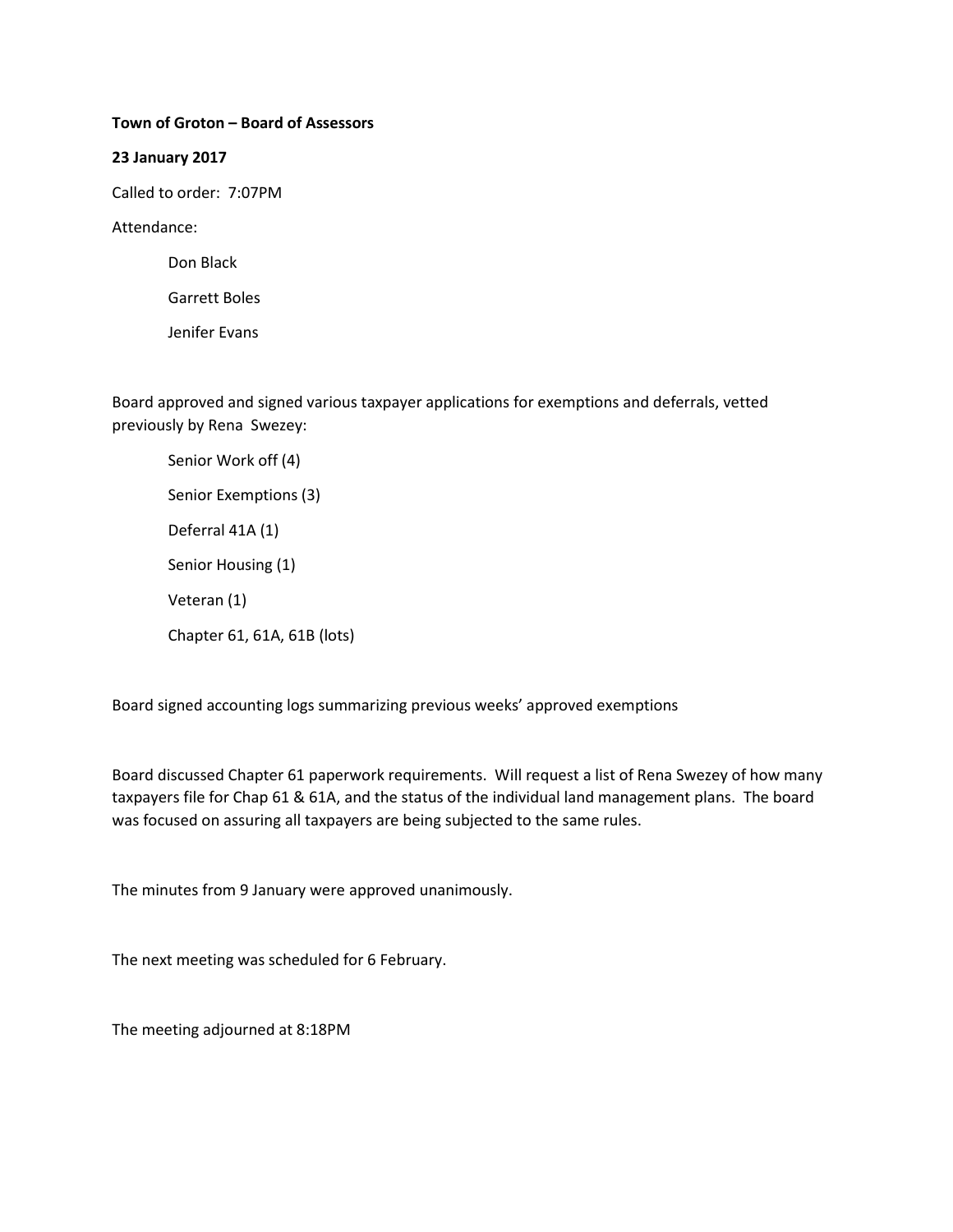**Town of Groton – Board of Assessors**

**23 January 2017**

Called to order: 7:07PM

Attendance:

- Don Black
- Garrett Boles
- Jenifer Evans

Board approved and signed various taxpayer applications for exemptions and deferrals, vetted previously by Rena Swezey:

- Senior Work off (4)
- Senior Exemptions (3)
- Deferral 41A (1)
- Senior Housing (1)
- Veteran (1)
- Chapter 61, 61A, 61B (lots)

Board signed accounting logs summarizing previous weeks' approved exemptions

Board discussed Chapter 61 paperwork requirements. Will request a list of Rena Swezey of how many taxpayers file for Chap 61 & 61A, and the status of the individual land management plans. The board was focused on assuring all taxpayers are being subjected to the same rules.

The minutes from 9 January were approved unanimously.

The next meeting was scheduled for 6 February.

The meeting adjourned at 8:18PM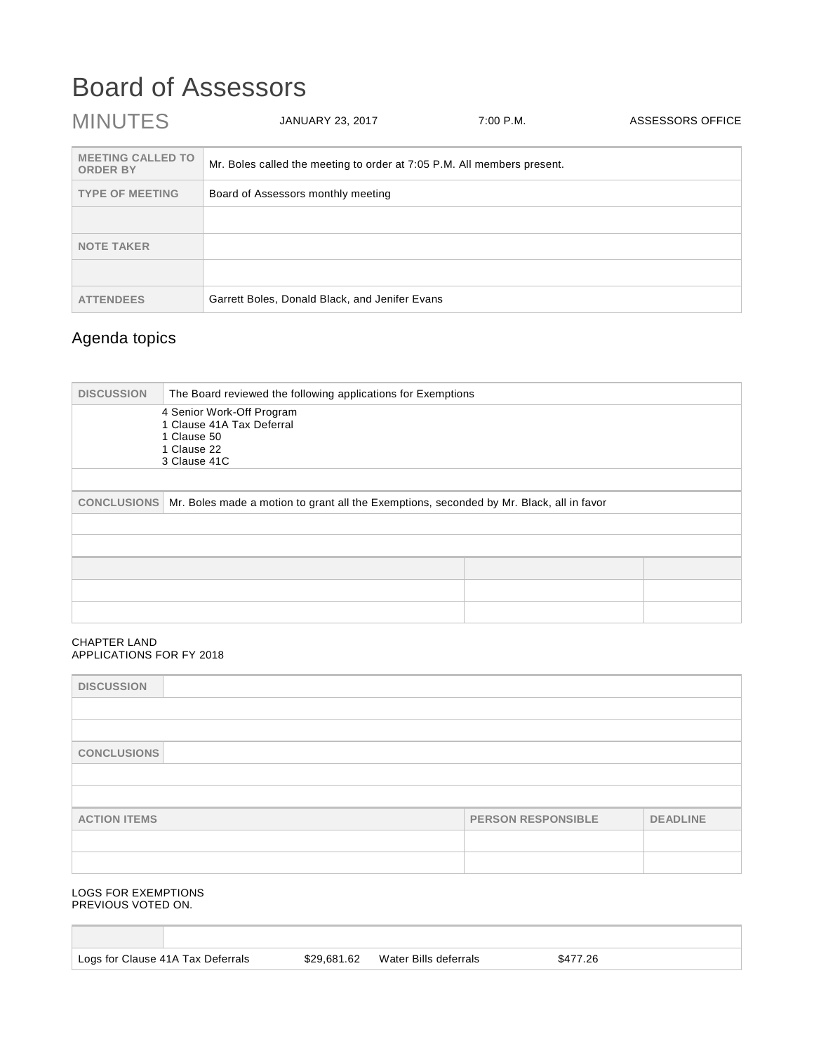# Board of Assessors

MINUTES JANUARY 23, 2017 7:00 P.M. ASSESSORS OFFICE

| | |
|---|---|
| MEETING CALLED TO ORDER BY | Mr. Boles called the meeting to order at 7:05 P.M. All members present. |
| TYPE OF MEETING | Board of Assessors monthly meeting |
| | |
| NOTE TAKER | |
| | |
| ATTENDEES | Garrett Boles, Donald Black, and Jenifer Evans |

## Agenda topics

| | |
|---|---|
| DISCUSSION | The Board reviewed the following applications for Exemptions |

4 Senior Work-Off Program
1 Clause 41A Tax Deferral
1 Clause 50
1 Clause 22
3 Clause 41C

| | |
|---|---|
| CONCLUSIONS | Mr. Boles made a motion to grant all the Exemptions, seconded by Mr. Black, all in favor |

CHAPTER LAND
APPLICATIONS FOR FY 2018

| | |
|---|---|
| DISCUSSION | |
| CONCLUSIONS | |

| ACTION ITEMS | PERSON RESPONSIBLE | DEADLINE |
|---|---|---|
| | | |
| | | |

LOGS FOR EXEMPTIONS
PREVIOUS VOTED ON.

| | | | |
|---|---|---|---|
| Logs for Clause 41A Tax Deferrals | $29,681.62 | Water Bills deferrals | $477.26 |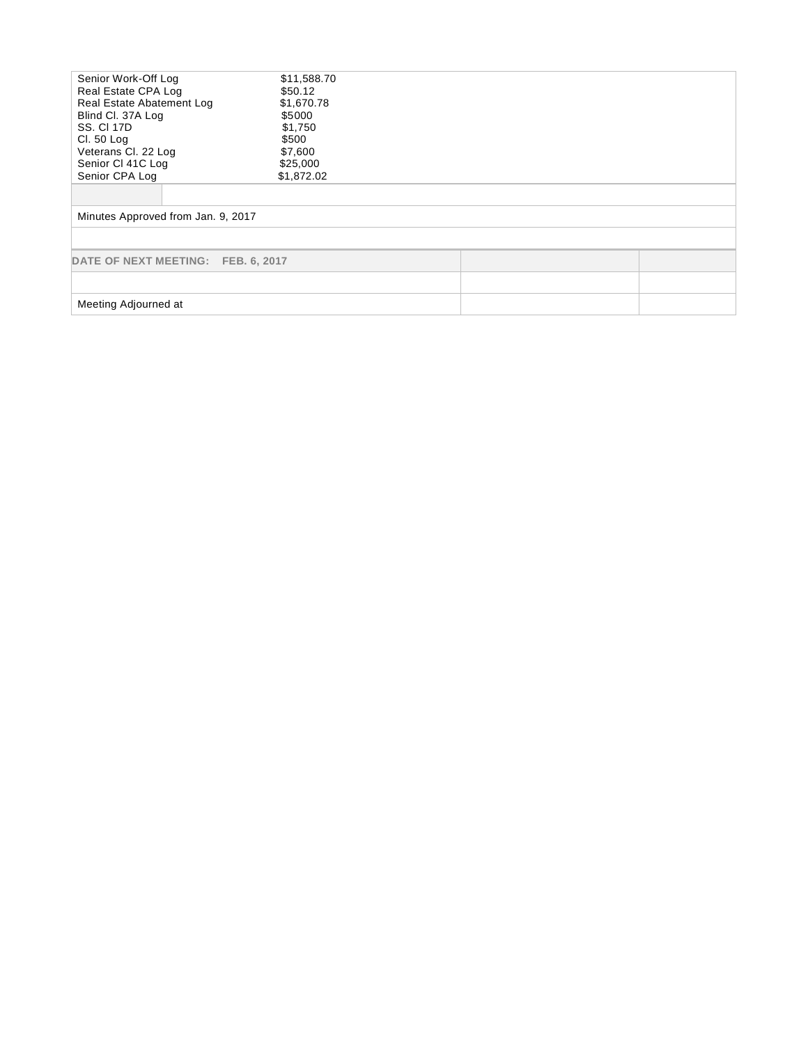| | |
|---|---|
| Senior Work-Off Log | $11,588.70 |
| Real Estate CPA Log | $50.12 |
| Real Estate Abatement Log | $1,670.78 |
| Blind Cl. 37A Log | $5000 |
| SS. Cl 17D | $1,750 |
| Cl. 50 Log | $500 |
| Veterans Cl. 22 Log | $7,600 |
| Senior Cl 41C Log | $25,000 |
| Senior CPA Log | $1,872.02 |

Minutes Approved from Jan. 9, 2017

| | | |
|---|---|---|
| **DATE OF NEXT MEETING: FEB. 6, 2017** | | |
| | | |
| Meeting Adjourned at | | |